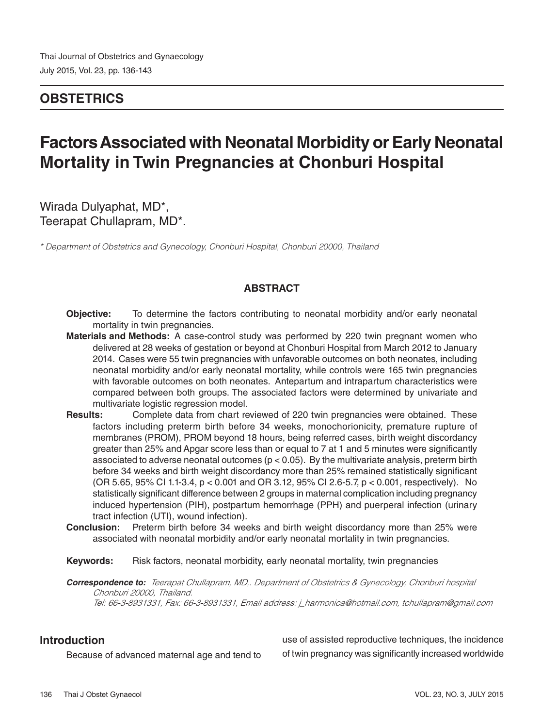## OBSTETRICS

# Factors Associated with Neonatal Morbidity or Early Neonatal Mortality in Twin Pregnancies at Chonburi Hospital

Wirada Dulyaphat, MD*,
Teerapat Chullapram, MD*.

*\* Department of Obstetrics and Gynecology, Chonburi Hospital, Chonburi 20000, Thailand*

### ABSTRACT

**Objective:** To determine the factors contributing to neonatal morbidity and/or early neonatal mortality in twin pregnancies.

**Materials and Methods:** A case-control study was performed by 220 twin pregnant women who delivered at 28 weeks of gestation or beyond at Chonburi Hospital from March 2012 to January 2014. Cases were 55 twin pregnancies with unfavorable outcomes on both neonates, including neonatal morbidity and/or early neonatal mortality, while controls were 165 twin pregnancies with favorable outcomes on both neonates. Antepartum and intrapartum characteristics were compared between both groups. The associated factors were determined by univariate and multivariate logistic regression model.

**Results:** Complete data from chart reviewed of 220 twin pregnancies were obtained. These factors including preterm birth before 34 weeks, monochorionicity, premature rupture of membranes (PROM), PROM beyond 18 hours, being referred cases, birth weight discordancy greater than 25% and Apgar score less than or equal to 7 at 1 and 5 minutes were significantly associated to adverse neonatal outcomes ($p < 0.05$). By the multivariate analysis, preterm birth before 34 weeks and birth weight discordancy more than 25% remained statistically significant (OR 5.65, 95% CI 1.1-3.4, $p < 0.001$ and OR 3.12, 95% CI 2.6-5.7, $p < 0.001$, respectively). No statistically significant difference between 2 groups in maternal complication including pregnancy induced hypertension (PIH), postpartum hemorrhage (PPH) and puerperal infection (urinary tract infection (UTI), wound infection).

**Conclusion:** Preterm birth before 34 weeks and birth weight discordancy more than 25% were associated with neonatal morbidity and/or early neonatal mortality in twin pregnancies.

**Keywords:** Risk factors, neonatal morbidity, early neonatal mortality, twin pregnancies

***Correspondence to:*** *Teerapat Chullapram, MD,. Department of Obstetrics & Gynecology, Chonburi hospital Chonburi 20000, Thailand.*
*Tel: 66-3-8931331, Fax: 66-3-8931331, Email address: j_harmonica@hotmail.com, tchullapram@gmail.com*

## Introduction

Because of advanced maternal age and tend to use of assisted reproductive techniques, the incidence of twin pregnancy was significantly increased worldwide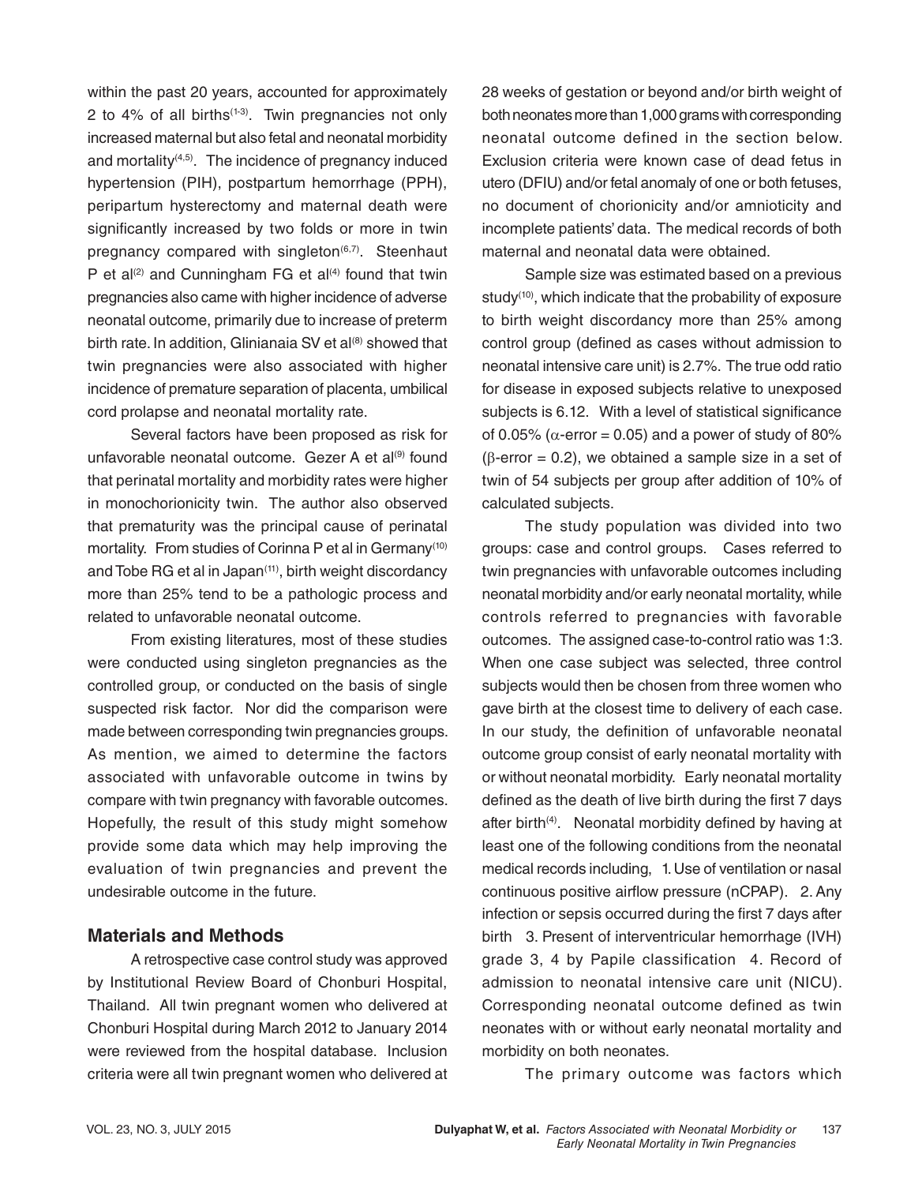within the past 20 years, accounted for approximately 2 to 4% of all births[1-3]. Twin pregnancies not only increased maternal but also fetal and neonatal morbidity and mortality[4,5]. The incidence of pregnancy induced hypertension (PIH), postpartum hemorrhage (PPH), peripartum hysterectomy and maternal death were significantly increased by two folds or more in twin pregnancy compared with singleton[6,7]. Steenhaut P et al[2] and Cunningham FG et al[4] found that twin pregnancies also came with higher incidence of adverse neonatal outcome, primarily due to increase of preterm birth rate. In addition, Glinianaia SV et al[8] showed that twin pregnancies were also associated with higher incidence of premature separation of placenta, umbilical cord prolapse and neonatal mortality rate.

Several factors have been proposed as risk for unfavorable neonatal outcome. Gezer A et al[9] found that perinatal mortality and morbidity rates were higher in monochorionicity twin. The author also observed that prematurity was the principal cause of perinatal mortality. From studies of Corinna P et al in Germany[10] and Tobe RG et al in Japan[11], birth weight discordancy more than 25% tend to be a pathologic process and related to unfavorable neonatal outcome.

From existing literatures, most of these studies were conducted using singleton pregnancies as the controlled group, or conducted on the basis of single suspected risk factor. Nor did the comparison were made between corresponding twin pregnancies groups. As mention, we aimed to determine the factors associated with unfavorable outcome in twins by compare with twin pregnancy with favorable outcomes. Hopefully, the result of this study might somehow provide some data which may help improving the evaluation of twin pregnancies and prevent the undesirable outcome in the future.

## Materials and Methods

A retrospective case control study was approved by Institutional Review Board of Chonburi Hospital, Thailand. All twin pregnant women who delivered at Chonburi Hospital during March 2012 to January 2014 were reviewed from the hospital database. Inclusion criteria were all twin pregnant women who delivered at 28 weeks of gestation or beyond and/or birth weight of both neonates more than 1,000 grams with corresponding neonatal outcome defined in the section below. Exclusion criteria were known case of dead fetus in utero (DFIU) and/or fetal anomaly of one or both fetuses, no document of chorionicity and/or amnioticity and incomplete patients' data. The medical records of both maternal and neonatal data were obtained.

Sample size was estimated based on a previous study[10], which indicate that the probability of exposure to birth weight discordancy more than 25% among control group (defined as cases without admission to neonatal intensive care unit) is 2.7%. The true odd ratio for disease in exposed subjects relative to unexposed subjects is 6.12. With a level of statistical significance of 0.05% ($\alpha$-error = 0.05) and a power of study of 80% ($\beta$-error = 0.2), we obtained a sample size in a set of twin of 54 subjects per group after addition of 10% of calculated subjects.

The study population was divided into two groups: case and control groups. Cases referred to twin pregnancies with unfavorable outcomes including neonatal morbidity and/or early neonatal mortality, while controls referred to pregnancies with favorable outcomes. The assigned case-to-control ratio was 1:3. When one case subject was selected, three control subjects would then be chosen from three women who gave birth at the closest time to delivery of each case. In our study, the definition of unfavorable neonatal outcome group consist of early neonatal mortality with or without neonatal morbidity. Early neonatal mortality defined as the death of live birth during the first 7 days after birth[4]. Neonatal morbidity defined by having at least one of the following conditions from the neonatal medical records including, 1. Use of ventilation or nasal continuous positive airflow pressure (nCPAP). 2. Any infection or sepsis occurred during the first 7 days after birth 3. Present of interventricular hemorrhage (IVH) grade 3, 4 by Papile classification 4. Record of admission to neonatal intensive care unit (NICU). Corresponding neonatal outcome defined as twin neonates with or without early neonatal mortality and morbidity on both neonates.

The primary outcome was factors which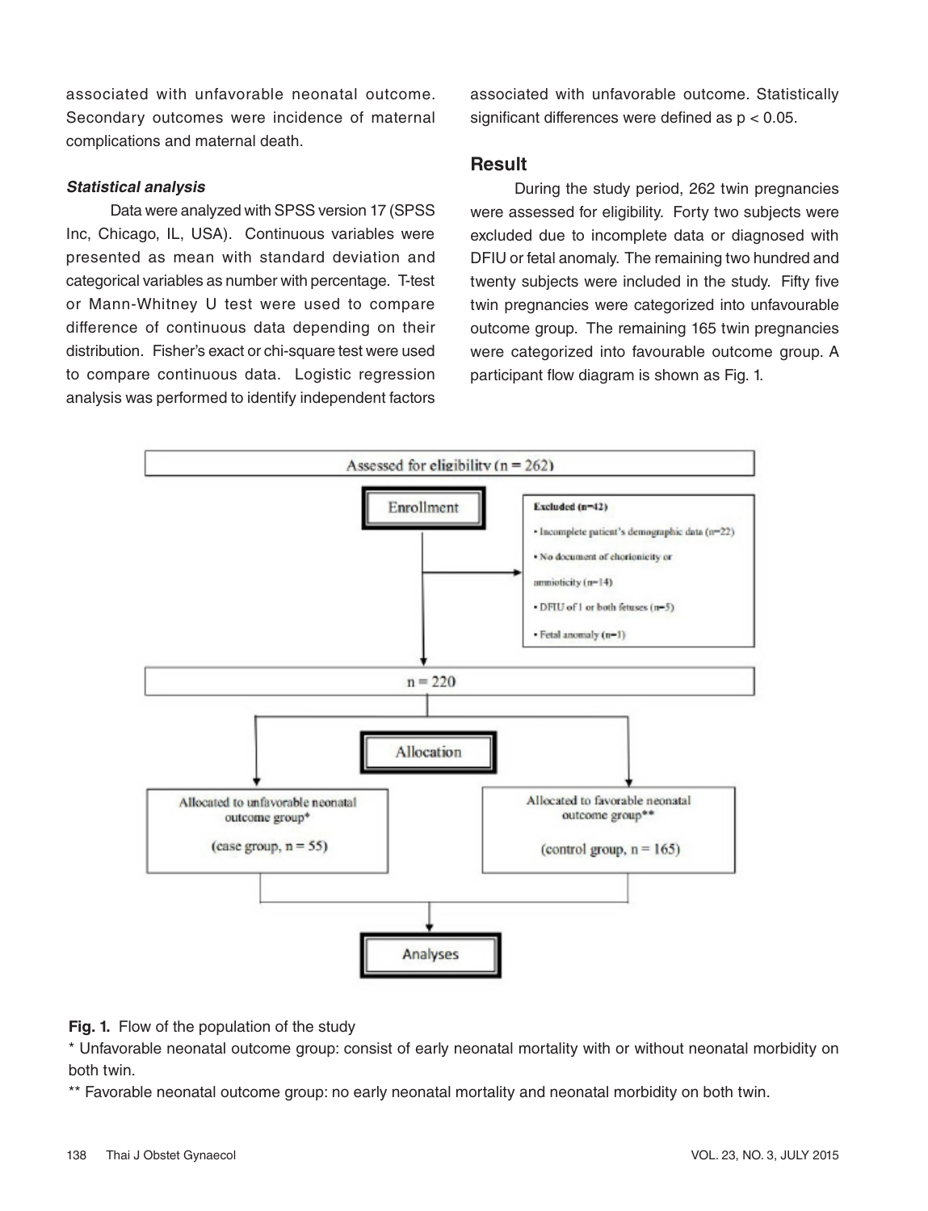associated with unfavorable neonatal outcome. Secondary outcomes were incidence of maternal complications and maternal death.

### *Statistical analysis*

Data were analyzed with SPSS version 17 (SPSS Inc, Chicago, IL, USA). Continuous variables were presented as mean with standard deviation and categorical variables as number with percentage. T-test or Mann-Whitney U test were used to compare difference of continuous data depending on their distribution. Fisher's exact or chi-square test were used to compare continuous data. Logistic regression analysis was performed to identify independent factors associated with unfavorable outcome. Statistically significant differences were defined as $p < 0.05$.

## Result

During the study period, 262 twin pregnancies were assessed for eligibility. Forty two subjects were excluded due to incomplete data or diagnosed with DFIU or fetal anomaly. The remaining two hundred and twenty subjects were included in the study. Fifty five twin pregnancies were categorized into unfavourable outcome group. The remaining 165 twin pregnancies were categorized into favourable outcome group. A participant flow diagram is shown as Fig. 1.

Assessed for eligibility (n = 262)

Enrollment

Excluded (n=42)
- Incomplete patient's demographic data (n=22)
- No document of chorionicity or amnioticity (n=14)
- DFIU of 1 or both fetuses (n=5)
- Fetal anomaly (n=1)

n = 220

Allocation

Allocated to unfavorable neonatal outcome group* (case group, n = 55)

Allocated to favorable neonatal outcome group** (control group, n = 165)

Analyses

**Fig. 1.** Flow of the population of the study

\* Unfavorable neonatal outcome group: consist of early neonatal mortality with or without neonatal morbidity on both twin.

\** Favorable neonatal outcome group: no early neonatal mortality and neonatal morbidity on both twin.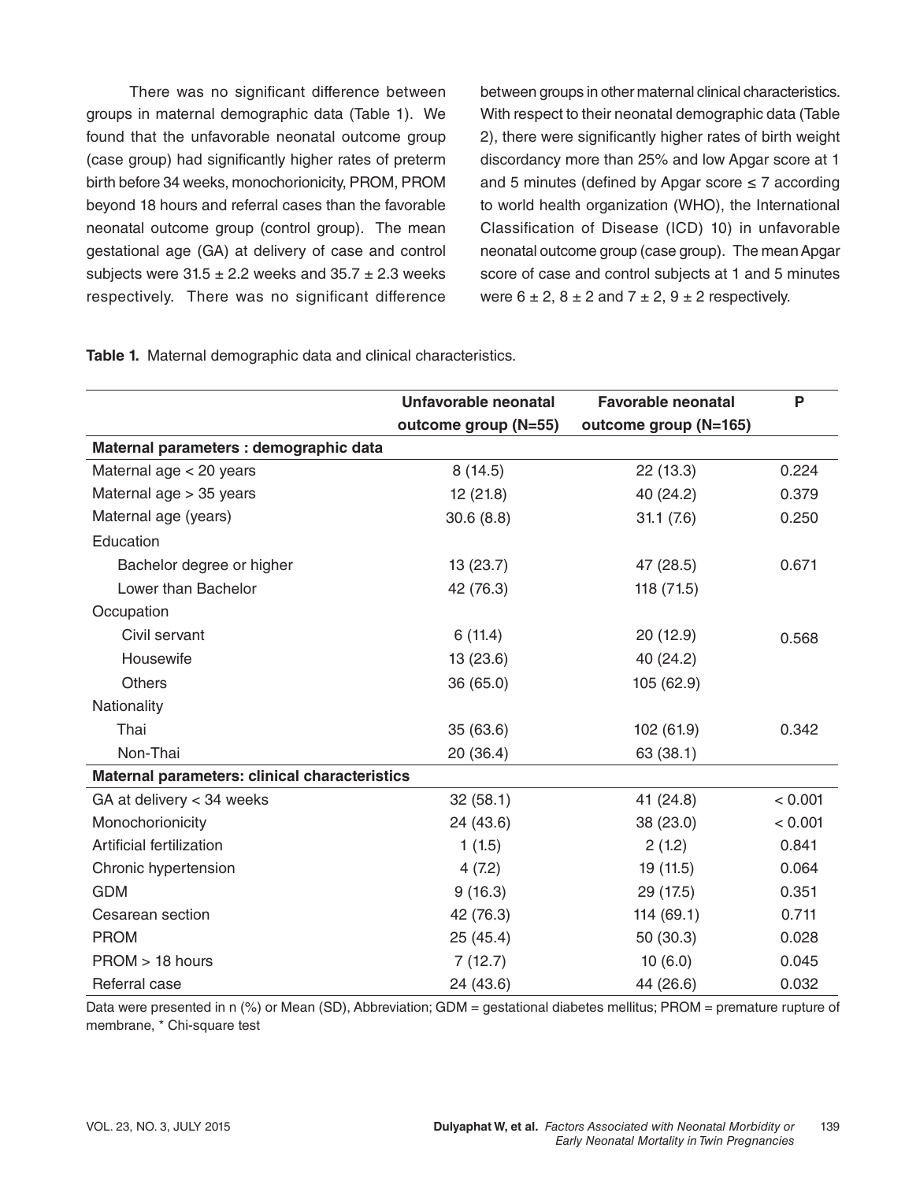There was no significant difference between groups in maternal demographic data (Table 1). We found that the unfavorable neonatal outcome group (case group) had significantly higher rates of preterm birth before 34 weeks, monochorionicity, PROM, PROM beyond 18 hours and referral cases than the favorable neonatal outcome group (control group). The mean gestational age (GA) at delivery of case and control subjects were 31.5 ± 2.2 weeks and 35.7 ± 2.3 weeks respectively. There was no significant difference between groups in other maternal clinical characteristics. With respect to their neonatal demographic data (Table 2), there were significantly higher rates of birth weight discordancy more than 25% and low Apgar score at 1 and 5 minutes (defined by Apgar score ≤ 7 according to world health organization (WHO), the International Classification of Disease (ICD) 10) in unfavorable neonatal outcome group (case group). The mean Apgar score of case and control subjects at 1 and 5 minutes were 6 ± 2, 8 ± 2 and 7 ± 2, 9 ± 2 respectively.

**Table 1.** Maternal demographic data and clinical characteristics.

| | Unfavorable neonatal outcome group (N=55) | Favorable neonatal outcome group (N=165) | P |
|---|---|---|---|
| **Maternal parameters : demographic data** | | | |
| Maternal age < 20 years | 8 (14.5) | 22 (13.3) | 0.224 |
| Maternal age > 35 years | 12 (21.8) | 40 (24.2) | 0.379 |
| Maternal age (years) | 30.6 (8.8) | 31.1 (7.6) | 0.250 |
| Education | | | |
| Bachelor degree or higher | 13 (23.7) | 47 (28.5) | 0.671 |
| Lower than Bachelor | 42 (76.3) | 118 (71.5) | |
| Occupation | | | |
| Civil servant | 6 (11.4) | 20 (12.9) | 0.568 |
| Housewife | 13 (23.6) | 40 (24.2) | |
| Others | 36 (65.0) | 105 (62.9) | |
| Nationality | | | |
| Thai | 35 (63.6) | 102 (61.9) | 0.342 |
| Non-Thai | 20 (36.4) | 63 (38.1) | |
| **Maternal parameters: clinical characteristics** | | | |
| GA at delivery < 34 weeks | 32 (58.1) | 41 (24.8) | < 0.001 |
| Monochorionicity | 24 (43.6) | 38 (23.0) | < 0.001 |
| Artificial fertilization | 1 (1.5) | 2 (1.2) | 0.841 |
| Chronic hypertension | 4 (7.2) | 19 (11.5) | 0.064 |
| GDM | 9 (16.3) | 29 (17.5) | 0.351 |
| Cesarean section | 42 (76.3) | 114 (69.1) | 0.711 |
| PROM | 25 (45.4) | 50 (30.3) | 0.028 |
| PROM > 18 hours | 7 (12.7) | 10 (6.0) | 0.045 |
| Referral case | 24 (43.6) | 44 (26.6) | 0.032 |

Data were presented in n (%) or Mean (SD), Abbreviation; GDM = gestational diabetes mellitus; PROM = premature rupture of membrane, * Chi-square test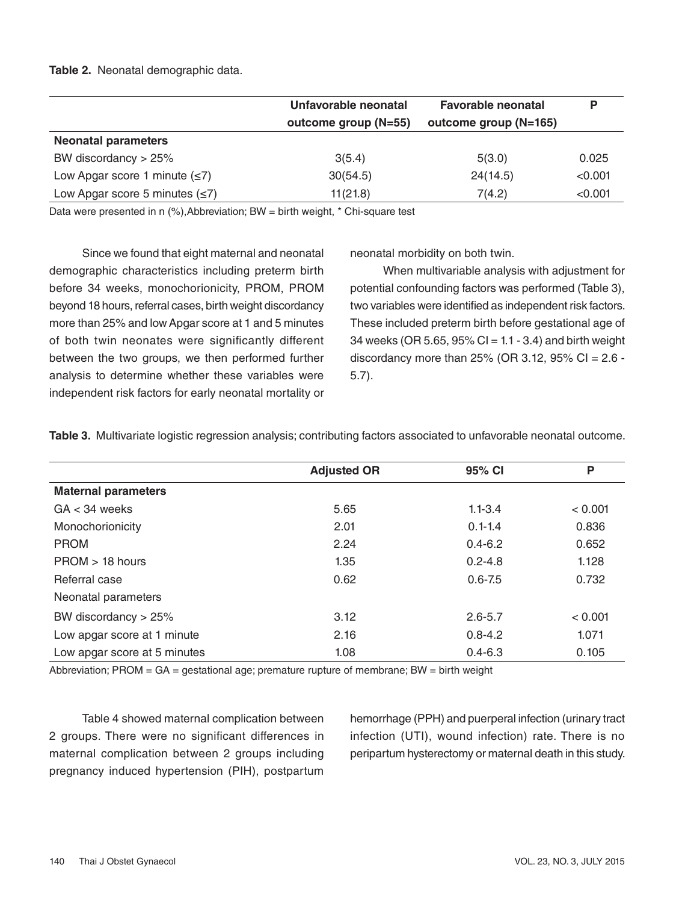**Table 2.** Neonatal demographic data.

| | Unfavorable neonatal outcome group (N=55) | Favorable neonatal outcome group (N=165) | P |
|---|---|---|---|
| **Neonatal parameters** | | | |
| BW discordancy > 25% | 3(5.4) | 5(3.0) | 0.025 |
| Low Apgar score 1 minute (≤7) | 30(54.5) | 24(14.5) | <0.001 |
| Low Apgar score 5 minutes (≤7) | 11(21.8) | 7(4.2) | <0.001 |

Data were presented in n (%),Abbreviation; BW = birth weight, * Chi-square test

Since we found that eight maternal and neonatal demographic characteristics including preterm birth before 34 weeks, monochorionicity, PROM, PROM beyond 18 hours, referral cases, birth weight discordancy more than 25% and low Apgar score at 1 and 5 minutes of both twin neonates were significantly different between the two groups, we then performed further analysis to determine whether these variables were independent risk factors for early neonatal mortality or neonatal morbidity on both twin.

When multivariable analysis with adjustment for potential confounding factors was performed (Table 3), two variables were identified as independent risk factors. These included preterm birth before gestational age of 34 weeks (OR 5.65, 95% CI = 1.1 - 3.4) and birth weight discordancy more than 25% (OR 3.12, 95% CI = 2.6 - 5.7).

**Table 3.** Multivariate logistic regression analysis; contributing factors associated to unfavorable neonatal outcome.

| | Adjusted OR | 95% CI | P |
|---|---|---|---|
| **Maternal parameters** | | | |
| GA < 34 weeks | 5.65 | 1.1-3.4 | < 0.001 |
| Monochorionicity | 2.01 | 0.1-1.4 | 0.836 |
| PROM | 2.24 | 0.4-6.2 | 0.652 |
| PROM > 18 hours | 1.35 | 0.2-4.8 | 1.128 |
| Referral case | 0.62 | 0.6-7.5 | 0.732 |
| Neonatal parameters | | | |
| BW discordancy > 25% | 3.12 | 2.6-5.7 | < 0.001 |
| Low apgar score at 1 minute | 2.16 | 0.8-4.2 | 1.071 |
| Low apgar score at 5 minutes | 1.08 | 0.4-6.3 | 0.105 |

Abbreviation; PROM = GA = gestational age; premature rupture of membrane; BW = birth weight

Table 4 showed maternal complication between 2 groups. There were no significant differences in maternal complication between 2 groups including pregnancy induced hypertension (PIH), postpartum hemorrhage (PPH) and puerperal infection (urinary tract infection (UTI), wound infection) rate. There is no peripartum hysterectomy or maternal death in this study.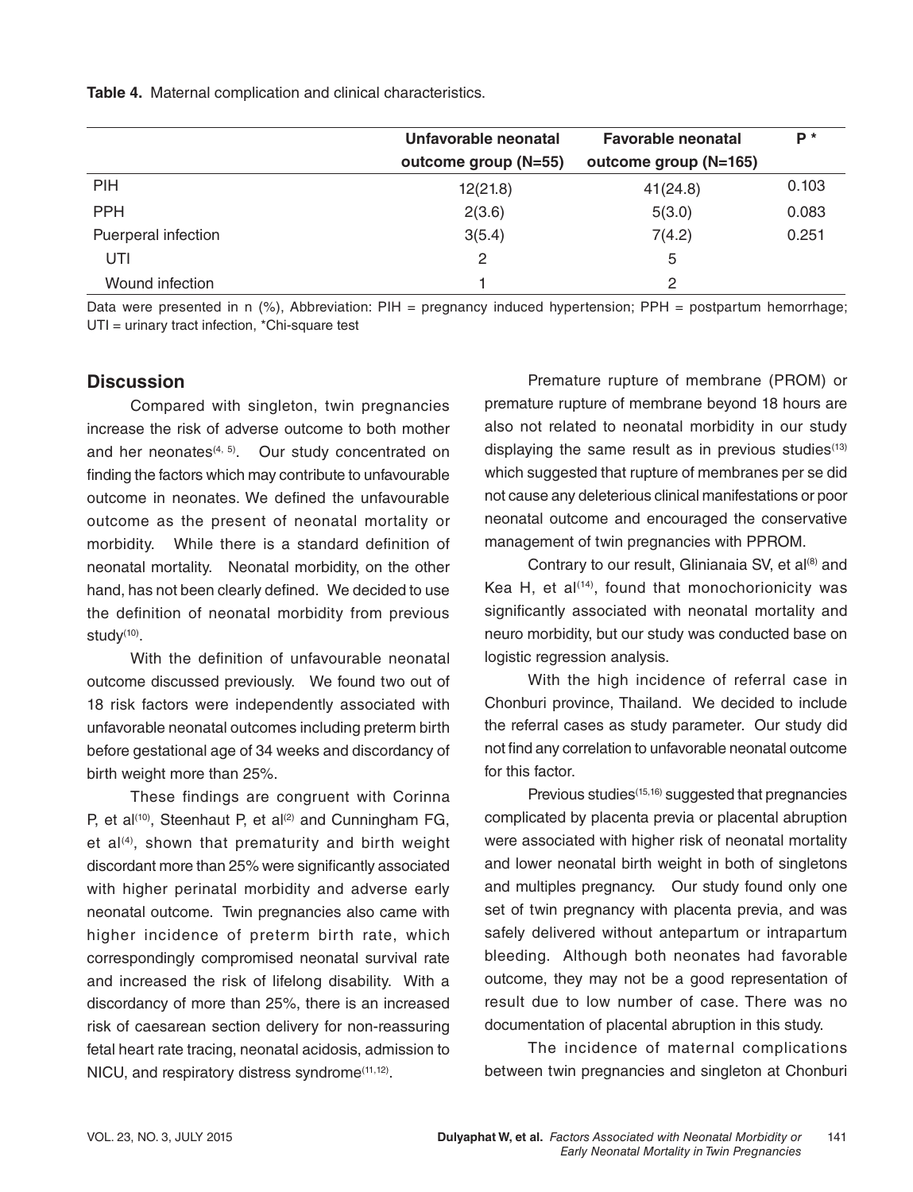**Table 4.** Maternal complication and clinical characteristics.

| | Unfavorable neonatal outcome group (N=55) | Favorable neonatal outcome group (N=165) | P * |
|---|---|---|---|
| PIH | 12(21.8) | 41(24.8) | 0.103 |
| PPH | 2(3.6) | 5(3.0) | 0.083 |
| Puerperal infection | 3(5.4) | 7(4.2) | 0.251 |
| UTI | 2 | 5 | |
| Wound infection | 1 | 2 | |

Data were presented in n (%), Abbreviation: PIH = pregnancy induced hypertension; PPH = postpartum hemorrhage; UTI = urinary tract infection, *Chi-square test

## Discussion

Compared with singleton, twin pregnancies increase the risk of adverse outcome to both mother and her neonates[4, 5]. Our study concentrated on finding the factors which may contribute to unfavourable outcome in neonates. We defined the unfavourable outcome as the present of neonatal mortality or morbidity. While there is a standard definition of neonatal mortality. Neonatal morbidity, on the other hand, has not been clearly defined. We decided to use the definition of neonatal morbidity from previous study[10].

With the definition of unfavourable neonatal outcome discussed previously. We found two out of 18 risk factors were independently associated with unfavorable neonatal outcomes including preterm birth before gestational age of 34 weeks and discordancy of birth weight more than 25%.

These findings are congruent with Corinna P, et al[10], Steenhaut P, et al[2] and Cunningham FG, et al[4], shown that prematurity and birth weight discordant more than 25% were significantly associated with higher perinatal morbidity and adverse early neonatal outcome. Twin pregnancies also came with higher incidence of preterm birth rate, which correspondingly compromised neonatal survival rate and increased the risk of lifelong disability. With a discordancy of more than 25%, there is an increased risk of caesarean section delivery for non-reassuring fetal heart rate tracing, neonatal acidosis, admission to NICU, and respiratory distress syndrome[11,12].

Premature rupture of membrane (PROM) or premature rupture of membrane beyond 18 hours are also not related to neonatal morbidity in our study displaying the same result as in previous studies[13] which suggested that rupture of membranes per se did not cause any deleterious clinical manifestations or poor neonatal outcome and encouraged the conservative management of twin pregnancies with PPROM.

Contrary to our result, Glinianaia SV, et al[8] and Kea H, et al[14], found that monochorionicity was significantly associated with neonatal mortality and neuro morbidity, but our study was conducted base on logistic regression analysis.

With the high incidence of referral case in Chonburi province, Thailand. We decided to include the referral cases as study parameter. Our study did not find any correlation to unfavorable neonatal outcome for this factor.

Previous studies[15,16] suggested that pregnancies complicated by placenta previa or placental abruption were associated with higher risk of neonatal mortality and lower neonatal birth weight in both of singletons and multiples pregnancy. Our study found only one set of twin pregnancy with placenta previa, and was safely delivered without antepartum or intrapartum bleeding. Although both neonates had favorable outcome, they may not be a good representation of result due to low number of case. There was no documentation of placental abruption in this study.

The incidence of maternal complications between twin pregnancies and singleton at Chonburi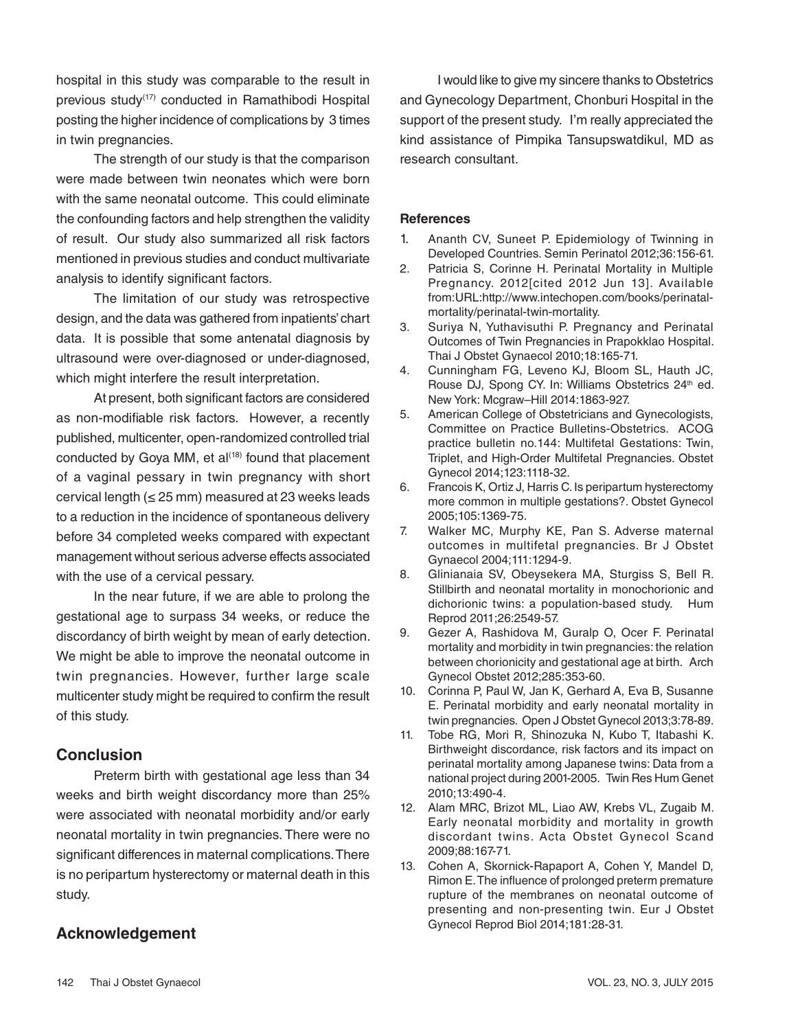hospital in this study was comparable to the result in previous study[17] conducted in Ramathibodi Hospital posting the higher incidence of complications by 3 times in twin pregnancies.

The strength of our study is that the comparison were made between twin neonates which were born with the same neonatal outcome. This could eliminate the confounding factors and help strengthen the validity of result. Our study also summarized all risk factors mentioned in previous studies and conduct multivariate analysis to identify significant factors.

The limitation of our study was retrospective design, and the data was gathered from inpatients' chart data. It is possible that some antenatal diagnosis by ultrasound were over-diagnosed or under-diagnosed, which might interfere the result interpretation.

At present, both significant factors are considered as non-modifiable risk factors. However, a recently published, multicenter, open-randomized controlled trial conducted by Goya MM, et al[18] found that placement of a vaginal pessary in twin pregnancy with short cervical length (≤ 25 mm) measured at 23 weeks leads to a reduction in the incidence of spontaneous delivery before 34 completed weeks compared with expectant management without serious adverse effects associated with the use of a cervical pessary.

In the near future, if we are able to prolong the gestational age to surpass 34 weeks, or reduce the discordancy of birth weight by mean of early detection. We might be able to improve the neonatal outcome in twin pregnancies. However, further large scale multicenter study might be required to confirm the result of this study.

## Conclusion

Preterm birth with gestational age less than 34 weeks and birth weight discordancy more than 25% were associated with neonatal morbidity and/or early neonatal mortality in twin pregnancies. There were no significant differences in maternal complications. There is no peripartum hysterectomy or maternal death in this study.

## Acknowledgement

I would like to give my sincere thanks to Obstetrics and Gynecology Department, Chonburi Hospital in the support of the present study. I'm really appreciated the kind assistance of Pimpika Tansupswatdikul, MD as research consultant.

### References

1. Ananth CV, Suneet P. Epidemiology of Twinning in Developed Countries. Semin Perinatol 2012;36:156-61.
2. Patricia S, Corinne H. Perinatal Mortality in Multiple Pregnancy. 2012[cited 2012 Jun 13]. Available from:URL:http://www.intechopen.com/books/perinatal-mortality/perinatal-twin-mortality.
3. Suriya N, Yuthavisuthi P. Pregnancy and Perinatal Outcomes of Twin Pregnancies in Prapokklao Hospital. Thai J Obstet Gynaecol 2010;18:165-71.
4. Cunningham FG, Leveno KJ, Bloom SL, Hauth JC, Rouse DJ, Spong CY. In: Williams Obstetrics 24th ed. New York: Mcgraw–Hill 2014:1863-927.
5. American College of Obstetricians and Gynecologists, Committee on Practice Bulletins-Obstetrics. ACOG practice bulletin no.144: Multifetal Gestations: Twin, Triplet, and High-Order Multifetal Pregnancies. Obstet Gynecol 2014;123:1118-32.
6. Francois K, Ortiz J, Harris C. Is peripartum hysterectomy more common in multiple gestations?. Obstet Gynecol 2005;105:1369-75.
7. Walker MC, Murphy KE, Pan S. Adverse maternal outcomes in multifetal pregnancies. Br J Obstet Gynaecol 2004;111:1294-9.
8. Glinianaia SV, Obeysekera MA, Sturgiss S, Bell R. Stillbirth and neonatal mortality in monochorionic and dichorionic twins: a population-based study. Hum Reprod 2011;26:2549-57.
9. Gezer A, Rashidova M, Guralp O, Ocer F. Perinatal mortality and morbidity in twin pregnancies: the relation between chorionicity and gestational age at birth. Arch Gynecol Obstet 2012;285:353-60.
10. Corinna P, Paul W, Jan K, Gerhard A, Eva B, Susanne E. Perinatal morbidity and early neonatal mortality in twin pregnancies. Open J Obstet Gynecol 2013;3:78-89.
11. Tobe RG, Mori R, Shinozuka N, Kubo T, Itabashi K. Birthweight discordance, risk factors and its impact on perinatal mortality among Japanese twins: Data from a national project during 2001-2005. Twin Res Hum Genet 2010;13:490-4.
12. Alam MRC, Brizot ML, Liao AW, Krebs VL, Zugaib M. Early neonatal morbidity and mortality in growth discordant twins. Acta Obstet Gynecol Scand 2009;88:167-71.
13. Cohen A, Skornick-Rapaport A, Cohen Y, Mandel D, Rimon E. The influence of prolonged preterm premature rupture of the membranes on neonatal outcome of presenting and non-presenting twin. Eur J Obstet Gynecol Reprod Biol 2014;181:28-31.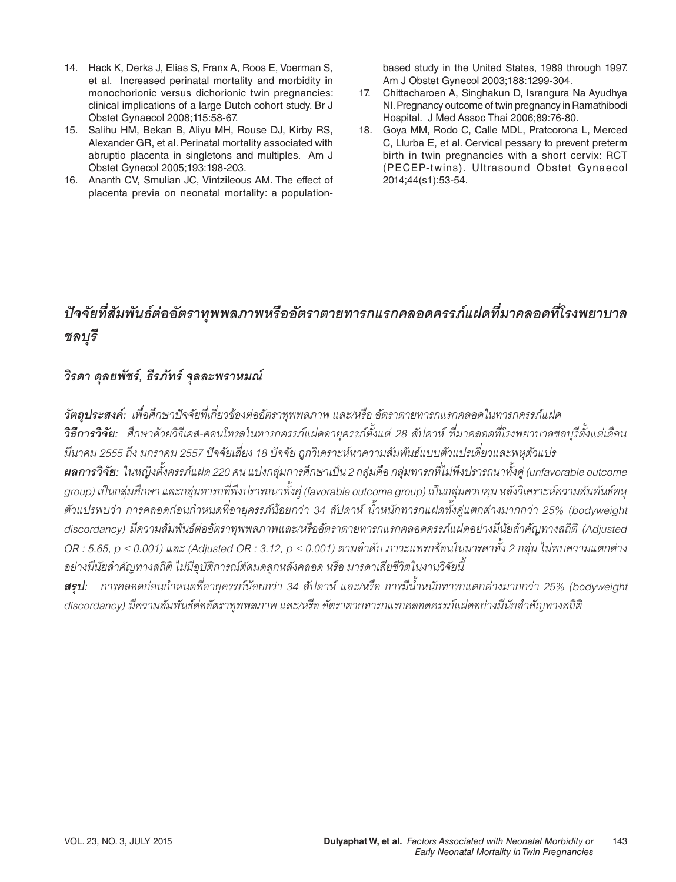14. Hack K, Derks J, Elias S, Franx A, Roos E, Voerman S, et al. Increased perinatal mortality and morbidity in monochorionic versus dichorionic twin pregnancies: clinical implications of a large Dutch cohort study. Br J Obstet Gynaecol 2008;115:58-67.
15. Salihu HM, Bekan B, Aliyu MH, Rouse DJ, Kirby RS, Alexander GR, et al. Perinatal mortality associated with abruptio placenta in singletons and multiples. Am J Obstet Gynecol 2005;193:198-203.
16. Ananth CV, Smulian JC, Vintzileous AM. The effect of placenta previa on neonatal mortality: a population-based study in the United States, 1989 through 1997. Am J Obstet Gynecol 2003;188:1299-304.
17. Chittacharoen A, Singhakun D, Israngura Na Ayudhya NI. Pregnancy outcome of twin pregnancy in Ramathibodi Hospital. J Med Assoc Thai 2006;89:76-80.
18. Goya MM, Rodo C, Calle MDL, Pratcorona L, Merced C, Llurba E, et al. Cervical pessary to prevent preterm birth in twin pregnancies with a short cervix: RCT (PECEP-twins). Ultrasound Obstet Gynaecol 2014;44(s1):53-54.

---

## *ปัจจัยที่สัมพันธ์ต่ออัตราทุพพลภาพหรืออัตราตายทารกแรกคลอดครรภ์แฝดที่มาคลอดที่โรงพยาบาลชลบุรี*

### *วิรดา ดุลยพัชร์, ธีรภัทร์ จุลละพราหมณ์*

***วัตถุประสงค์**: เพื่อศึกษาปัจจัยที่เกี่ยวข้องต่ออัตราทุพพลภาพ และ/หรือ อัตราตายทารกแรกคลอดในทารกครรภ์แฝด*

***วิธีการวิจัย**: ศึกษาด้วยวิธีเคส-คอนโทรลในทารกครรภ์แฝดอายุครรภ์ตั้งแต่ 28 สัปดาห์ ที่มาคลอดที่โรงพยาบาลชลบุรีตั้งแต่เดือนมีนาคม 2555 ถึง มกราคม 2557 ปัจจัยเสี่ยง 18 ปัจจัย ถูกวิเคราะห์หาความสัมพันธ์แบบตัวแปรเดี่ยวและพหุตัวแปร*

***ผลการวิจัย**: ในหญิงตั้งครรภ์แฝด 220 คน แบ่งกลุ่มการศึกษาเป็น 2 กลุ่มคือ กลุ่มทารกที่ไม่พึงปรารถนาทั้งคู่ (unfavorable outcome group) เป็นกลุ่มศึกษา และกลุ่มทารกที่พึงปรารถนาทั้งคู่ (favorable outcome group) เป็นกลุ่มควบคุม หลังวิเคราะห์ความสัมพันธ์พหุตัวแปรพบว่า การคลอดก่อนกำหนดที่อายุครรภ์น้อยกว่า 34 สัปดาห์ น้ำหนักทารกแฝดทั้งคู่แตกต่างมากกว่า 25% (bodyweight discordancy) มีความสัมพันธ์ต่ออัตราทุพพลภาพและ/หรืออัตราตายทารกแรกคลอดครรภ์แฝดอย่างมีนัยสำคัญทางสถิติ (Adjusted OR : 5.65, $p < 0.001$) และ (Adjusted OR : 3.12, $p < 0.001$) ตามลำดับ ภาวะแทรกซ้อนในมารดาทั้ง 2 กลุ่ม ไม่พบความแตกต่างอย่างมีนัยสำคัญทางสถิติ ไม่มีอุบัติการณ์ตัดมดลูกหลังคลอด หรือ มารดาเสียชีวิตในงานวิจัยนี้*

***สรุป**: การคลอดก่อนกำหนดที่อายุครรภ์น้อยกว่า 34 สัปดาห์ และ/หรือ การมีน้ำหนักทารกแตกต่างมากกว่า 25% (bodyweight discordancy) มีความสัมพันธ์ต่ออัตราทุพพลภาพ และ/หรือ อัตราตายทารกแรกคลอดครรภ์แฝดอย่างมีนัยสำคัญทางสถิติ*

---